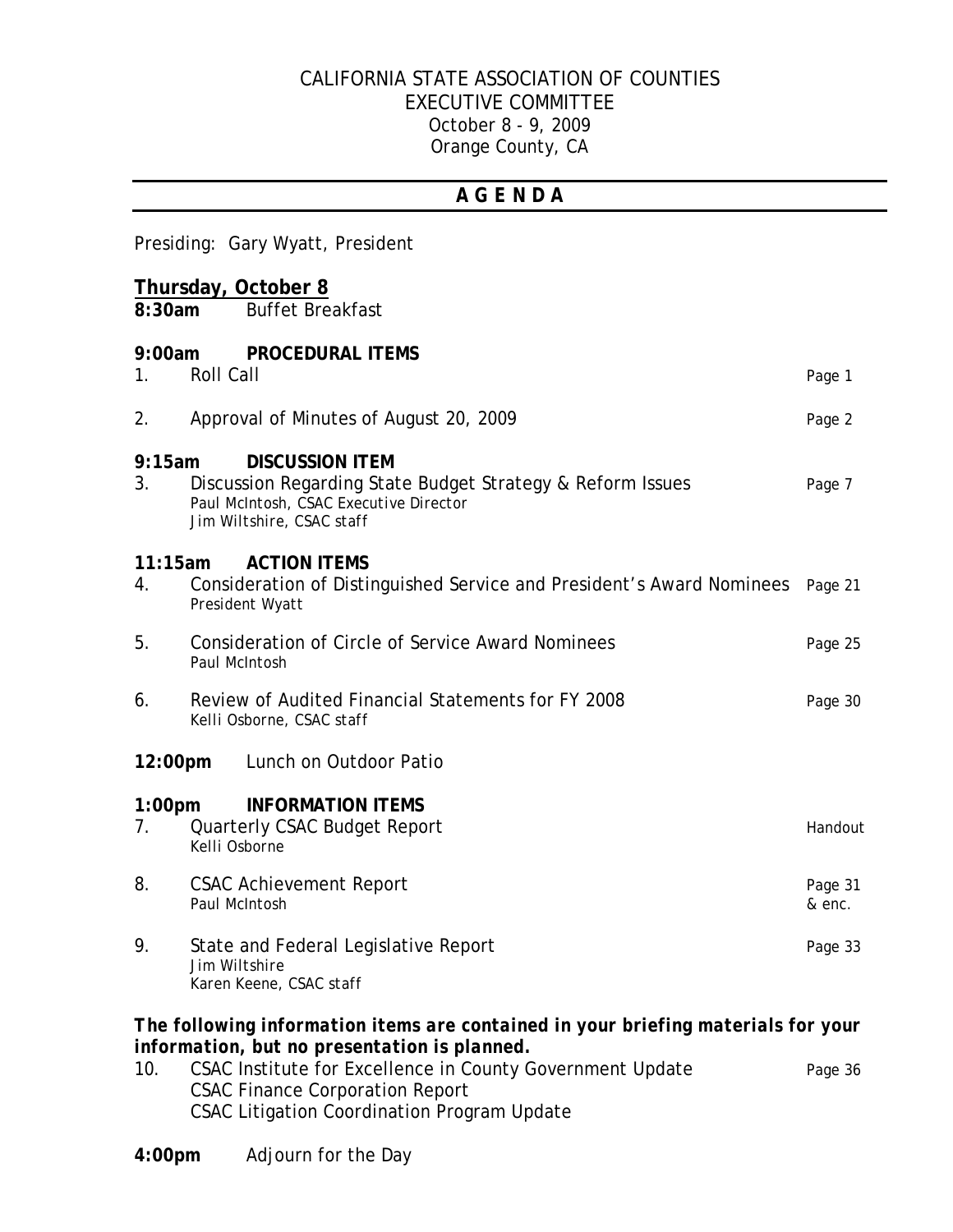# CALIFORNIA STATE ASSOCIATION OF COUNTIES
## EXECUTIVE COMMITTEE

October 8 - 9, 2009
Orange County, CA

## A G E N D A

Presiding: Gary Wyatt, President

**Thursday, October 8**

**8:30am** Buffet Breakfast

**9:00am PROCEDURAL ITEMS**

1. Roll Call — Page 1

2. Approval of Minutes of August 20, 2009 — Page 2

**9:15am DISCUSSION ITEM**

3. Discussion Regarding State Budget Strategy & Reform Issues — Page 7
   Paul McIntosh, CSAC Executive Director
   Jim Wiltshire, CSAC staff

**11:15am ACTION ITEMS**

4. Consideration of Distinguished Service and President's Award Nominees — Page 21
   President Wyatt

5. Consideration of Circle of Service Award Nominees — Page 25
   Paul McIntosh

6. Review of Audited Financial Statements for FY 2008 — Page 30
   Kelli Osborne, CSAC staff

**12:00pm** Lunch on Outdoor Patio

**1:00pm INFORMATION ITEMS**

7. Quarterly CSAC Budget Report — Handout
   Kelli Osborne

8. CSAC Achievement Report — Page 31 & enc.
   Paul McIntosh

9. State and Federal Legislative Report — Page 33
   Jim Wiltshire
   Karen Keene, CSAC staff

***The following information items are contained in your briefing materials for your information, but no presentation is planned.***

10. CSAC Institute for Excellence in County Government Update — Page 36
    CSAC Finance Corporation Report
    CSAC Litigation Coordination Program Update

**4:00pm** Adjourn for the Day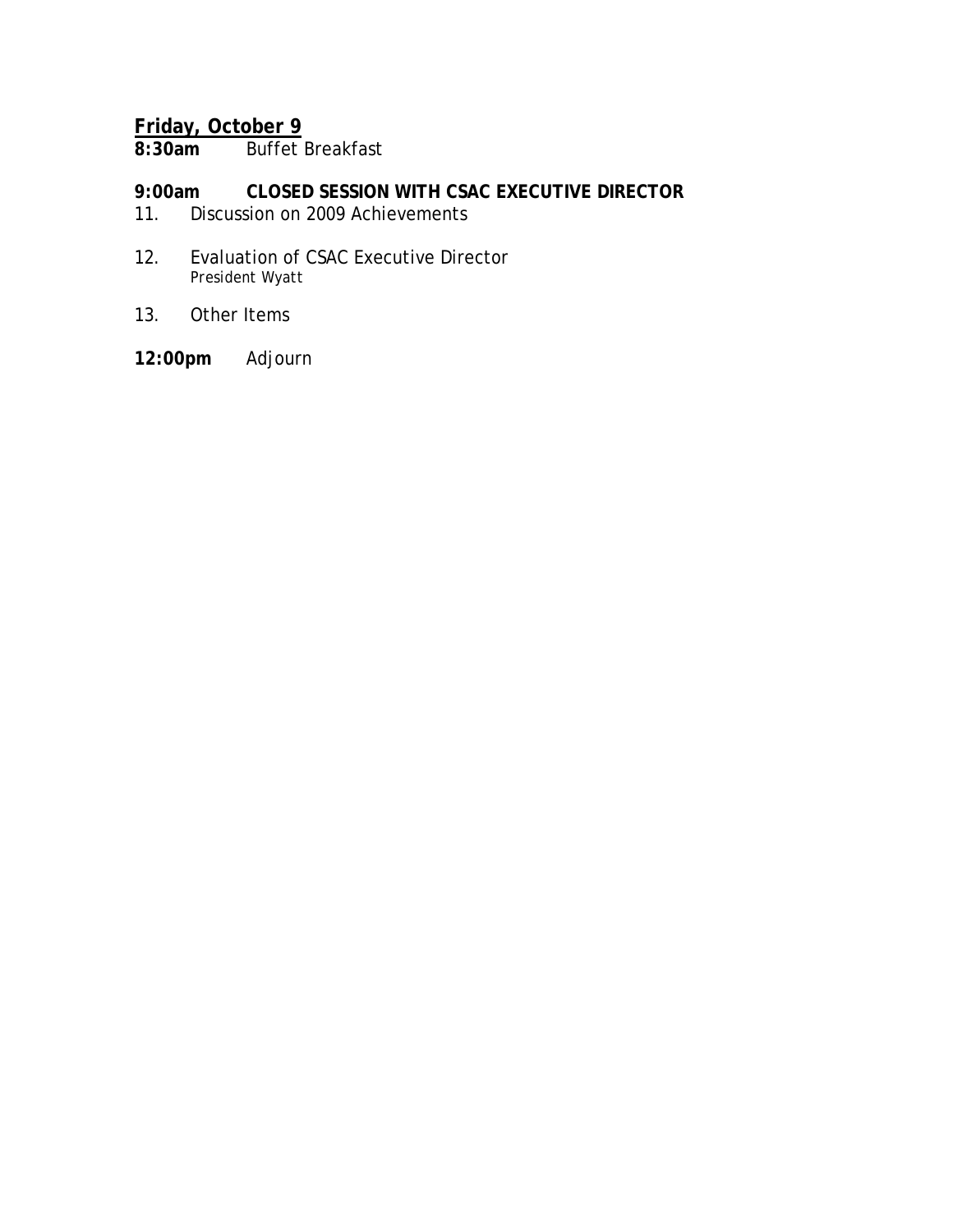**<u>Friday, October 9</u>**

**8:30am** Buffet Breakfast

**9:00am CLOSED SESSION WITH CSAC EXECUTIVE DIRECTOR**

11. Discussion on 2009 Achievements

12. Evaluation of CSAC Executive Director
    President Wyatt

13. Other Items

**12:00pm** Adjourn